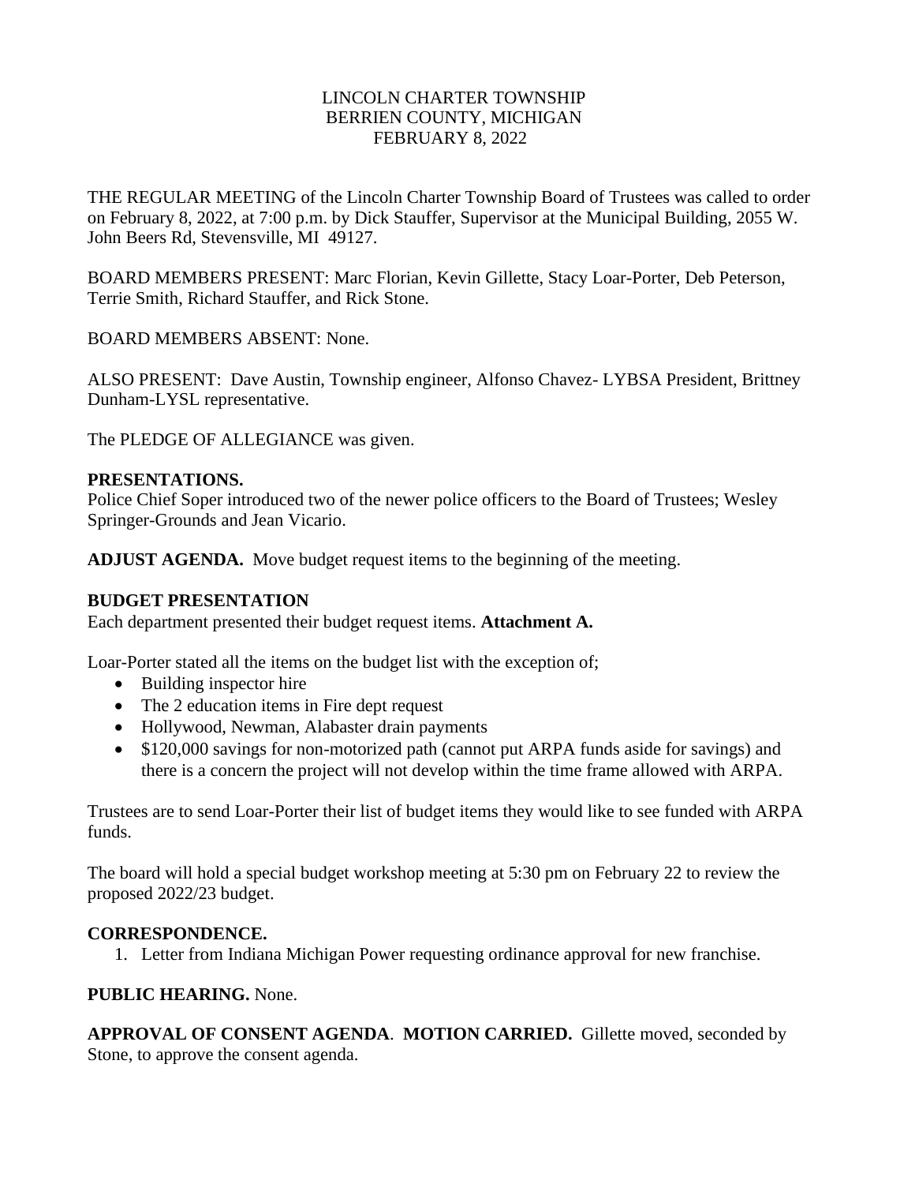LINCOLN CHARTER TOWNSHIP
BERRIEN COUNTY, MICHIGAN
FEBRUARY 8, 2022

THE REGULAR MEETING of the Lincoln Charter Township Board of Trustees was called to order on February 8, 2022, at 7:00 p.m. by Dick Stauffer, Supervisor at the Municipal Building, 2055 W. John Beers Rd, Stevensville, MI 49127.

BOARD MEMBERS PRESENT: Marc Florian, Kevin Gillette, Stacy Loar-Porter, Deb Peterson, Terrie Smith, Richard Stauffer, and Rick Stone.

BOARD MEMBERS ABSENT: None.

ALSO PRESENT: Dave Austin, Township engineer, Alfonso Chavez- LYBSA President, Brittney Dunham-LYSL representative.

The PLEDGE OF ALLEGIANCE was given.

**PRESENTATIONS.**
Police Chief Soper introduced two of the newer police officers to the Board of Trustees; Wesley Springer-Grounds and Jean Vicario.

**ADJUST AGENDA.** Move budget request items to the beginning of the meeting.

**BUDGET PRESENTATION**
Each department presented their budget request items. **Attachment A.**

Loar-Porter stated all the items on the budget list with the exception of;

- Building inspector hire
- The 2 education items in Fire dept request
- Hollywood, Newman, Alabaster drain payments
- $120,000 savings for non-motorized path (cannot put ARPA funds aside for savings) and there is a concern the project will not develop within the time frame allowed with ARPA.

Trustees are to send Loar-Porter their list of budget items they would like to see funded with ARPA funds.

The board will hold a special budget workshop meeting at 5:30 pm on February 22 to review the proposed 2022/23 budget.

**CORRESPONDENCE.**

1. Letter from Indiana Michigan Power requesting ordinance approval for new franchise.

**PUBLIC HEARING.** None.

**APPROVAL OF CONSENT AGENDA**. **MOTION CARRIED.** Gillette moved, seconded by Stone, to approve the consent agenda.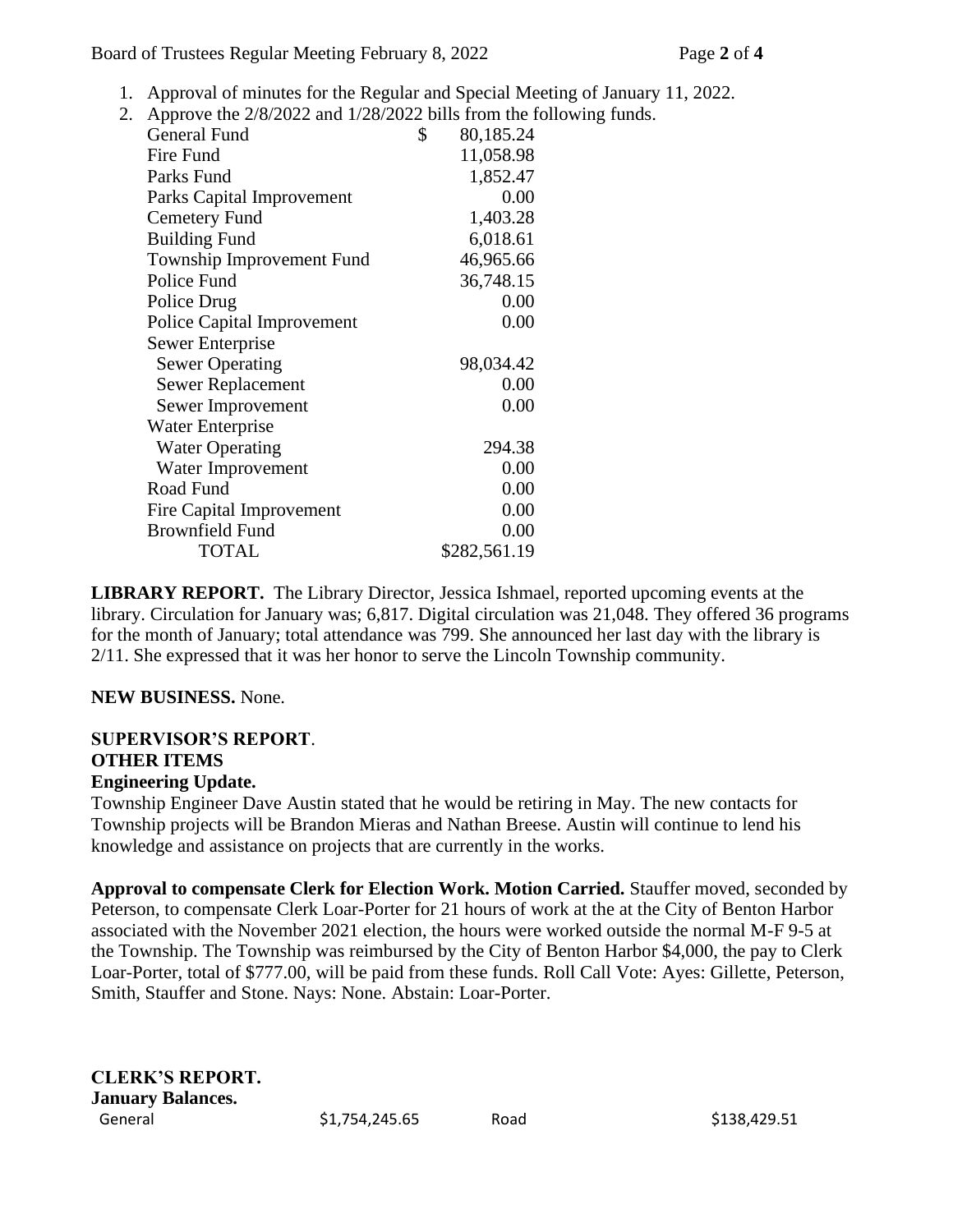1. Approval of minutes for the Regular and Special Meeting of January 11, 2022.
2. Approve the 2/8/2022 and 1/28/2022 bills from the following funds.

| Fund | Amount |
|---|---|
| General Fund | $ 80,185.24 |
| Fire Fund | 11,058.98 |
| Parks Fund | 1,852.47 |
| Parks Capital Improvement | 0.00 |
| Cemetery Fund | 1,403.28 |
| Building Fund | 6,018.61 |
| Township Improvement Fund | 46,965.66 |
| Police Fund | 36,748.15 |
| Police Drug | 0.00 |
| Police Capital Improvement | 0.00 |
| Sewer Enterprise | |
| Sewer Operating | 98,034.42 |
| Sewer Replacement | 0.00 |
| Sewer Improvement | 0.00 |
| Water Enterprise | |
| Water Operating | 294.38 |
| Water Improvement | 0.00 |
| Road Fund | 0.00 |
| Fire Capital Improvement | 0.00 |
| Brownfield Fund | 0.00 |
| TOTAL | $282,561.19 |

**LIBRARY REPORT.** The Library Director, Jessica Ishmael, reported upcoming events at the library. Circulation for January was; 6,817. Digital circulation was 21,048. They offered 36 programs for the month of January; total attendance was 799. She announced her last day with the library is 2/11. She expressed that it was her honor to serve the Lincoln Township community.

**NEW BUSINESS.** None.

**SUPERVISOR'S REPORT**.

**OTHER ITEMS**

**Engineering Update.**

Township Engineer Dave Austin stated that he would be retiring in May. The new contacts for Township projects will be Brandon Mieras and Nathan Breese. Austin will continue to lend his knowledge and assistance on projects that are currently in the works.

**Approval to compensate Clerk for Election Work. Motion Carried.** Stauffer moved, seconded by Peterson, to compensate Clerk Loar-Porter for 21 hours of work at the at the City of Benton Harbor associated with the November 2021 election, the hours were worked outside the normal M-F 9-5 at the Township. The Township was reimbursed by the City of Benton Harbor $4,000, the pay to Clerk Loar-Porter, total of $777.00, will be paid from these funds. Roll Call Vote: Ayes: Gillette, Peterson, Smith, Stauffer and Stone. Nays: None. Abstain: Loar-Porter.

**CLERK'S REPORT.**

**January Balances.**

| | | | |
|---|---|---|---|
| General | $1,754,245.65 | Road | $138,429.51 |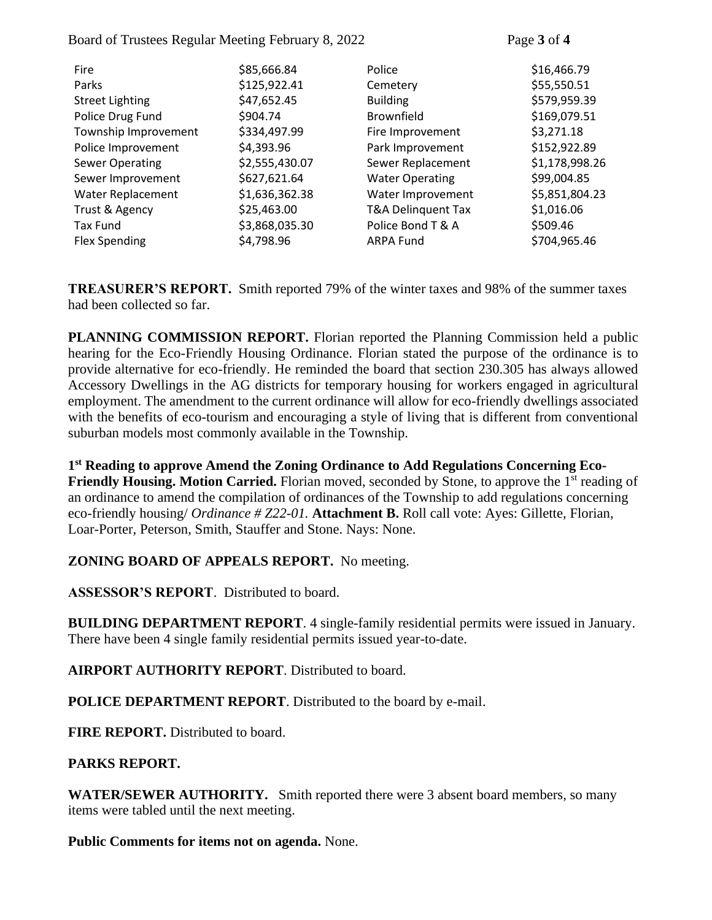| | | | |
|---|---|---|---|
| Fire | $85,666.84 | Police | $16,466.79 |
| Parks | $125,922.41 | Cemetery | $55,550.51 |
| Street Lighting | $47,652.45 | Building | $579,959.39 |
| Police Drug Fund | $904.74 | Brownfield | $169,079.51 |
| Township Improvement | $334,497.99 | Fire Improvement | $3,271.18 |
| Police Improvement | $4,393.96 | Park Improvement | $152,922.89 |
| Sewer Operating | $2,555,430.07 | Sewer Replacement | $1,178,998.26 |
| Sewer Improvement | $627,621.64 | Water Operating | $99,004.85 |
| Water Replacement | $1,636,362.38 | Water Improvement | $5,851,804.23 |
| Trust & Agency | $25,463.00 | T&A Delinquent Tax | $1,016.06 |
| Tax Fund | $3,868,035.30 | Police Bond T & A | $509.46 |
| Flex Spending | $4,798.96 | ARPA Fund | $704,965.46 |

**TREASURER'S REPORT.** Smith reported 79% of the winter taxes and 98% of the summer taxes had been collected so far.

**PLANNING COMMISSION REPORT.** Florian reported the Planning Commission held a public hearing for the Eco-Friendly Housing Ordinance. Florian stated the purpose of the ordinance is to provide alternative for eco-friendly. He reminded the board that section 230.305 has always allowed Accessory Dwellings in the AG districts for temporary housing for workers engaged in agricultural employment. The amendment to the current ordinance will allow for eco-friendly dwellings associated with the benefits of eco-tourism and encouraging a style of living that is different from conventional suburban models most commonly available in the Township.

**1st Reading to approve Amend the Zoning Ordinance to Add Regulations Concerning Eco-Friendly Housing. Motion Carried.** Florian moved, seconded by Stone, to approve the 1st reading of an ordinance to amend the compilation of ordinances of the Township to add regulations concerning eco-friendly housing/ *Ordinance # Z22-01.* **Attachment B.** Roll call vote: Ayes: Gillette, Florian, Loar-Porter, Peterson, Smith, Stauffer and Stone. Nays: None.

**ZONING BOARD OF APPEALS REPORT.** No meeting.

**ASSESSOR'S REPORT**. Distributed to board.

**BUILDING DEPARTMENT REPORT**. 4 single-family residential permits were issued in January. There have been 4 single family residential permits issued year-to-date.

**AIRPORT AUTHORITY REPORT**. Distributed to board.

**POLICE DEPARTMENT REPORT**. Distributed to the board by e-mail.

**FIRE REPORT.** Distributed to board.

**PARKS REPORT.**

**WATER/SEWER AUTHORITY.** Smith reported there were 3 absent board members, so many items were tabled until the next meeting.

**Public Comments for items not on agenda.** None.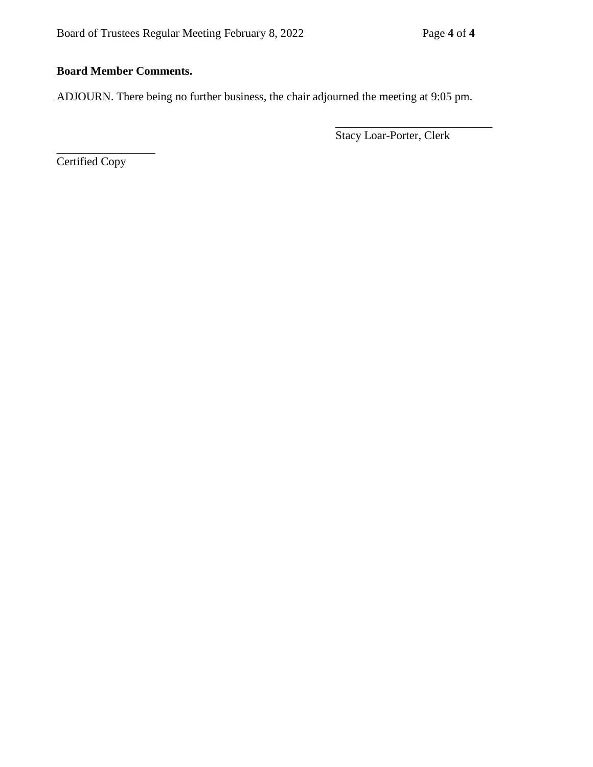**Board Member Comments.**

ADJOURN. There being no further business, the chair adjourned the meeting at 9:05 pm.

___________________________
Stacy Loar-Porter, Clerk

_________________
Certified Copy